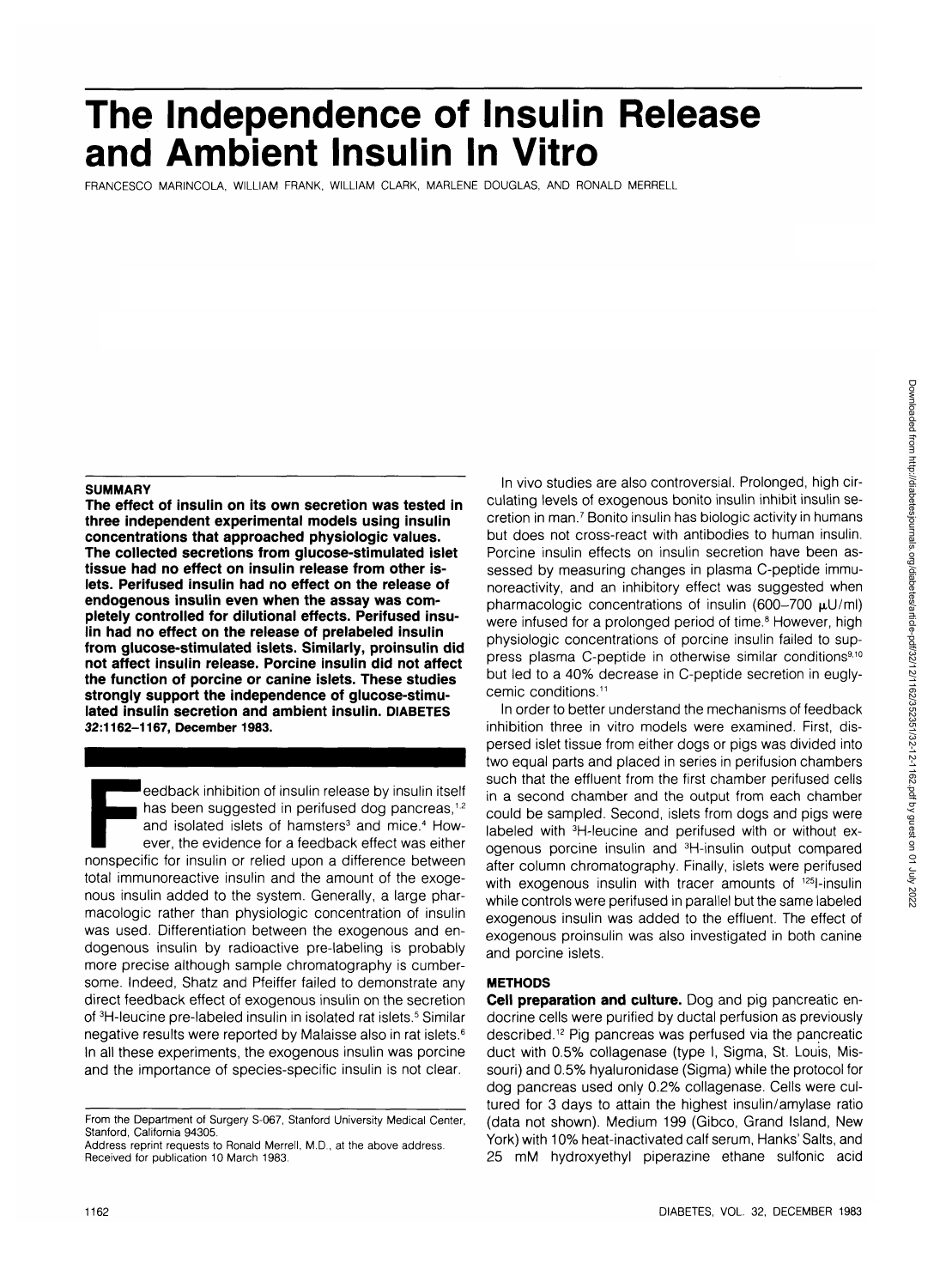# The Independence of Insulin Release and Ambient Insulin In Vitro

FRANCESCO MARINCOLA, WILLIAM FRANK, WILLIAM CLARK, MARLENE DOUGLAS, AND RONALD MERRELL

**SUMMARY**

**The effect of insulin on its own secretion was tested in three independent experimental models using insulin concentrations that approached physiologic values. The collected secretions from glucose-stimulated islet tissue had no effect on insulin release from other islets. Perifused insulin had no effect on the release of endogenous insulin even when the assay was completely controlled for dilutional effects. Perifused insulin had no effect on the release of prelabeled insulin from glucose-stimulated islets. Similarly, proinsulin did not affect insulin release. Porcine insulin did not affect the function of porcine or canine islets. These studies strongly support the independence of glucose-stimulated insulin secretion and ambient insulin. DIABETES 32:1162–1167, December 1983.**

Feedback inhibition of insulin release by insulin itself has been suggested in perifused dog pancreas,[1,2] and isolated islets of hamsters[3] and mice.[4] However, the evidence for a feedback effect was either nonspecific for insulin or relied upon a difference between total immunoreactive insulin and the amount of the exogenous insulin added to the system. Generally, a large pharmacologic rather than physiologic concentration of insulin was used. Differentiation between the exogenous and endogenous insulin by radioactive pre-labeling is probably more precise although sample chromatography is cumbersome. Indeed, Shatz and Pfeiffer failed to demonstrate any direct feedback effect of exogenous insulin on the secretion of $^3$H-leucine pre-labeled insulin in isolated rat islets.[5] Similar negative results were reported by Malaisse also in rat islets.[6] In all these experiments, the exogenous insulin was porcine and the importance of species-specific insulin is not clear.

In vivo studies are also controversial. Prolonged, high circulating levels of exogenous bonito insulin inhibit insulin secretion in man.[7] Bonito insulin has biologic activity in humans but does not cross-react with antibodies to human insulin. Porcine insulin effects on insulin secretion have been assessed by measuring changes in plasma C-peptide immunoreactivity, and an inhibitory effect was suggested when pharmacologic concentrations of insulin (600–700 μU/ml) were infused for a prolonged period of time.[8] However, high physiologic concentrations of porcine insulin failed to suppress plasma C-peptide in otherwise similar conditions[9,10] but led to a 40% decrease in C-peptide secretion in euglycemic conditions.[11]

In order to better understand the mechanisms of feedback inhibition three in vitro models were examined. First, dispersed islet tissue from either dogs or pigs was divided into two equal parts and placed in series in perifusion chambers such that the effluent from the first chamber perifused cells in a second chamber and the output from each chamber could be sampled. Second, islets from dogs and pigs were labeled with $^3$H-leucine and perifused with or without exogenous porcine insulin and $^3$H-insulin output compared after column chromatography. Finally, islets were perifused with exogenous insulin with tracer amounts of $^{125}$I-insulin while controls were perifused in parallel but the same labeled exogenous insulin was added to the effluent. The effect of exogenous proinsulin was also investigated in both canine and porcine islets.

## METHODS

**Cell preparation and culture.** Dog and pig pancreatic endocrine cells were purified by ductal perfusion as previously described.[12] Pig pancreas was perfused via the pancreatic duct with 0.5% collagenase (type I, Sigma, St. Louis, Missouri) and 0.5% hyaluronidase (Sigma) while the protocol for dog pancreas used only 0.2% collagenase. Cells were cultured for 3 days to attain the highest insulin/amylase ratio (data not shown). Medium 199 (Gibco, Grand Island, New York) with 10% heat-inactivated calf serum, Hanks' Salts, and 25 mM hydroxyethyl piperazine ethane sulfonic acid

From the Department of Surgery S-067, Stanford University Medical Center, Stanford, California 94305.
Address reprint requests to Ronald Merrell, M.D., at the above address.
Received for publication 10 March 1983.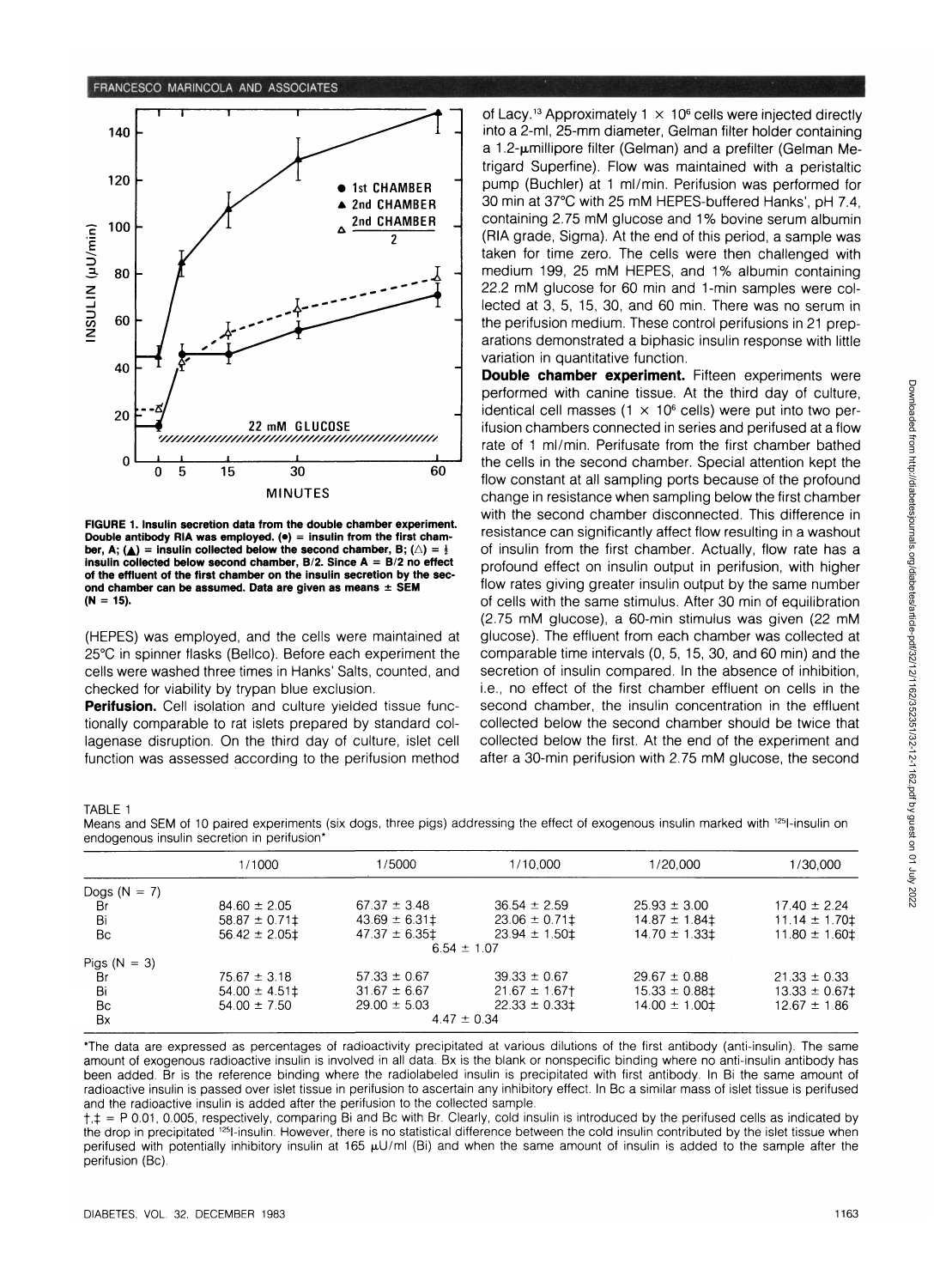FIGURE 1. Insulin secretion data from the double chamber experiment. Double antibody RIA was employed. (●) = insulin from the first chamber, A; (▲) = insulin collected below the second chamber, B; (△) = ½ insulin collected below second chamber, B/2. Since A = B/2 no effect of the effluent of the first chamber on the insulin secretion by the second chamber can be assumed. Data are given as means ± SEM (N = 15).

(HEPES) was employed, and the cells were maintained at 25°C in spinner flasks (Bellco). Before each experiment the cells were washed three times in Hanks' Salts, counted, and checked for viability by trypan blue exclusion.

**Perifusion.** Cell isolation and culture yielded tissue functionally comparable to rat islets prepared by standard collagenase disruption. On the third day of culture, islet cell function was assessed according to the perifusion method of Lacy.[13] Approximately $1 \times 10^6$ cells were injected directly into a 2-ml, 25-mm diameter, Gelman filter holder containing a 1.2-μmillipore filter (Gelman) and a prefilter (Gelman Metrigard Superfine). Flow was maintained with a peristaltic pump (Buchler) at 1 ml/min. Perifusion was performed for 30 min at 37°C with 25 mM HEPES-buffered Hanks', pH 7.4, containing 2.75 mM glucose and 1% bovine serum albumin (RIA grade, Sigma). At the end of this period, a sample was taken for time zero. The cells were then challenged with medium 199, 25 mM HEPES, and 1% albumin containing 22.2 mM glucose for 60 min and 1-min samples were collected at 3, 5, 15, 30, and 60 min. There was no serum in the perifusion medium. These control perifusions in 21 preparations demonstrated a biphasic insulin response with little variation in quantitative function.

**Double chamber experiment.** Fifteen experiments were performed with canine tissue. At the third day of culture, identical cell masses ($1 \times 10^6$ cells) were put into two perifusion chambers connected in series and perifused at a flow rate of 1 ml/min. Perifusate from the first chamber bathed the cells in the second chamber. Special attention kept the flow constant at all sampling ports because of the profound change in resistance when sampling below the first chamber with the second chamber disconnected. This difference in resistance can significantly affect flow resulting in a washout of insulin from the first chamber. Actually, flow rate has a profound effect on insulin output in perifusion, with higher flow rates giving greater insulin output by the same number of cells with the same stimulus. After 30 min of equilibration (2.75 mM glucose), a 60-min stimulus was given (22 mM glucose). The effluent from each chamber was collected at comparable time intervals (0, 5, 15, 30, and 60 min) and the secretion of insulin compared. In the absence of inhibition, i.e., no effect of the first chamber effluent on cells in the second chamber, the insulin concentration in the effluent collected below the second chamber should be twice that collected below the first. At the end of the experiment and after a 30-min perifusion with 2.75 mM glucose, the second

TABLE 1

Means and SEM of 10 paired experiments (six dogs, three pigs) addressing the effect of exogenous insulin marked with $^{125}$I-insulin on endogenous insulin secretion in perifusion*

| | 1/1000 | 1/5000 | 1/10,000 | 1/20,000 | 1/30,000 |
|---|---|---|---|---|---|
| Dogs (N = 7) | | | | | |
| Br | 84.60 ± 2.05 | 67.37 ± 3.48 | 36.54 ± 2.59 | 25.93 ± 3.00 | 17.40 ± 2.24 |
| Bi | 58.87 ± 0.71‡ | 43.69 ± 6.31‡ | 23.06 ± 0.71‡ | 14.87 ± 1.84‡ | 11.14 ± 1.70‡ |
| Bc | 56.42 ± 2.05‡ | 47.37 ± 6.35‡ | 23.94 ± 1.50‡ | 14.70 ± 1.33‡ | 11.80 ± 1.60‡ |
| | | | 6.54 ± 1.07 | | |
| Pigs (N = 3) | | | | | |
| Br | 75.67 ± 3.18 | 57.33 ± 0.67 | 39.33 ± 0.67 | 29.67 ± 0.88 | 21.33 ± 0.33 |
| Bi | 54.00 ± 4.51‡ | 31.67 ± 6.67 | 21.67 ± 1.67† | 15.33 ± 0.88‡ | 13.33 ± 0.67‡ |
| Bc | 54.00 ± 7.50 | 29.00 ± 5.03 | 22.33 ± 0.33‡ | 14.00 ± 1.00‡ | 12.67 ± 1.86 |
| Bx | | | 4.47 ± 0.34 | | |

*The data are expressed as percentages of radioactivity precipitated at various dilutions of the first antibody (anti-insulin). The same amount of exogenous radioactive insulin is involved in all data. Bx is the blank or nonspecific binding where no anti-insulin antibody has been added. Br is the reference binding where the radiolabeled insulin is precipitated with first antibody. In Bi the same amount of radioactive insulin is passed over islet tissue in perifusion to ascertain any inhibitory effect. In Bc a similar mass of islet tissue is perifused and the radioactive insulin is added after the perifusion to the collected sample.

†,‡ = P 0.01, 0.005, respectively, comparing Bi and Bc with Br. Clearly, cold insulin is introduced by the perifused cells as indicated by the drop in precipitated $^{125}$I-insulin. However, there is no statistical difference between the cold insulin contributed by the islet tissue when perifused with potentially inhibitory insulin at 165 μU/ml (Bi) and when the same amount of insulin is added to the sample after the perifusion (Bc).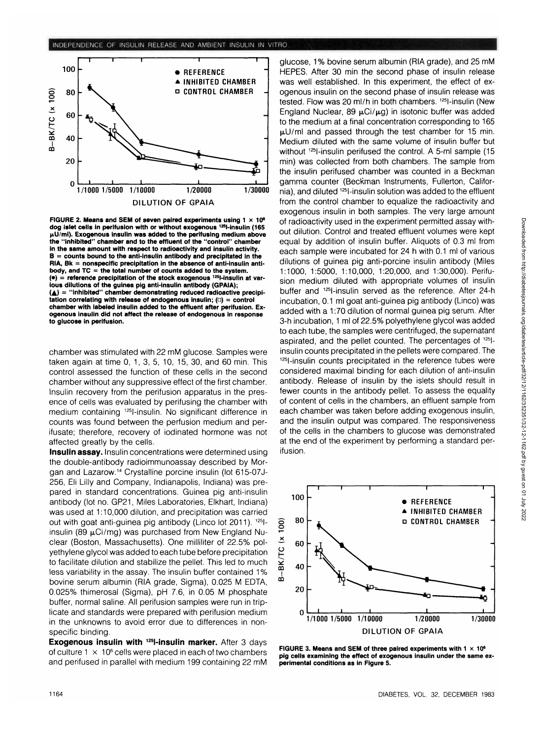FIGURE 2. Means and SEM of seven paired experiments using $1 \times 10^6$ dog islet cells in perifusion with or without exogenous $^{125}$I-insulin (165 μU/ml). Exogenous insulin was added to the perifusing medium above the "inhibited" chamber and to the effluent of the "control" chamber in the same amount with respect to radioactivity and insulin activity. B = counts bound to the anti-insulin antibody and precipitated in the RIA, Bk = nonspecific precipitation in the absence of anti-insulin antibody, and TC = the total number of counts added to the system. (●) = reference precipitation of the stock exogenous $^{125}$I-insulin at various dilutions of the guinea pig anti-insulin antibody (GPAIA); (▲) = "inhibited" chamber demonstrating reduced radioactive precipitation correlating with release of endogenous insulin; (□) = control chamber with labeled insulin added to the effluent after perifusion. Exogenous insulin did not affect the release of endogenous in response to glucose in perifusion.

chamber was stimulated with 22 mM glucose. Samples were taken again at time 0, 1, 3, 5, 10, 15, 30, and 60 min. This control assessed the function of these cells in the second chamber without any suppressive effect of the first chamber. Insulin recovery from the perifusion apparatus in the presence of cells was evaluated by perifusing the chamber with medium containing $^{125}$I-insulin. No significant difference in counts was found between the perfusion medium and perifusate; therefore, recovery of iodinated hormone was not affected greatly by the cells.

**Insulin assay.** Insulin concentrations were determined using the double-antibody radioimmunoassay described by Morgan and Lazarow.[14] Crystalline porcine insulin (lot 615-07J-256, Eli Lilly and Company, Indianapolis, Indiana) was prepared in standard concentrations. Guinea pig anti-insulin antibody (lot no. GP21, Miles Laboratories, Elkhart, Indiana) was used at 1:10,000 dilution, and precipitation was carried out with goat anti-guinea pig antibody (Linco lot 2011). $^{125}$I-insulin (89 μCi/mg) was purchased from New England Nuclear (Boston, Massachusetts). One milliliter of 22.5% polyethylene glycol was added to each tube before precipitation to facilitate dilution and stabilize the pellet. This led to much less variability in the assay. The insulin buffer contained 1% bovine serum albumin (RIA grade, Sigma), 0.025 M EDTA, 0.025% thimerosal (Sigma), pH 7.6, in 0.05 M phosphate buffer, normal saline. All perifusion samples were run in triplicate and standards were prepared with perifusion medium in the unknowns to avoid error due to differences in nonspecific binding.

**Exogenous insulin with $^{125}$I-insulin marker.** After 3 days of culture $1 \times 10^6$ cells were placed in each of two chambers and perifused in parallel with medium 199 containing 22 mM glucose, 1% bovine serum albumin (RIA grade), and 25 mM HEPES. After 30 min the second phase of insulin release was well established. In this experiment, the effect of exogenous insulin on the second phase of insulin release was tested. Flow was 20 ml/h in both chambers. $^{125}$I-insulin (New England Nuclear, 89 μCi/μg) in isotonic buffer was added to the medium at a final concentration corresponding to 165 μU/ml and passed through the test chamber for 15 min. Medium diluted with the same volume of insulin buffer but without $^{125}$I-insulin perifused the control. A 5-ml sample (15 min) was collected from both chambers. The sample from the insulin perifused chamber was counted in a Beckman gamma counter (Beckman Instruments, Fullerton, California), and diluted $^{125}$I-insulin solution was added to the effluent from the control chamber to equalize the radioactivity and exogenous insulin in both samples. The very large amount of radioactivity used in the experiment permitted assay without dilution. Control and treated effluent volumes were kept equal by addition of insulin buffer. Aliquots of 0.3 ml from each sample were incubated for 24 h with 0.1 ml of various dilutions of guinea pig anti-porcine insulin antibody (Miles 1:1000, 1:5000, 1:10,000, 1:20,000, and 1:30,000). Perifusion medium diluted with appropriate volumes of insulin buffer and $^{125}$I-insulin served as the reference. After 24-h incubation, 0.1 ml goat anti-guinea pig antibody (Linco) was added with a 1:70 dilution of normal guinea pig serum. After 3-h incubation, 1 ml of 22.5% polyethylene glycol was added to each tube, the samples were centrifuged, the supernatant aspirated, and the pellet counted. The percentages of $^{125}$I-insulin counts precipitated in the pellets were compared. The $^{125}$I-insulin counts precipitated in the reference tubes were considered maximal binding for each dilution of anti-insulin antibody. Release of insulin by the islets should result in fewer counts in the antibody pellet. To assess the equality of content of cells in the chambers, an effluent sample from each chamber was taken before adding exogenous insulin, and the insulin output was compared. The responsiveness of the cells in the chambers to glucose was demonstrated at the end of the experiment by performing a standard perifusion.

FIGURE 3. Means and SEM of three paired experiments with $1 \times 10^6$ pig cells examining the effect of exogenous insulin under the same experimental conditions as in Figure 5.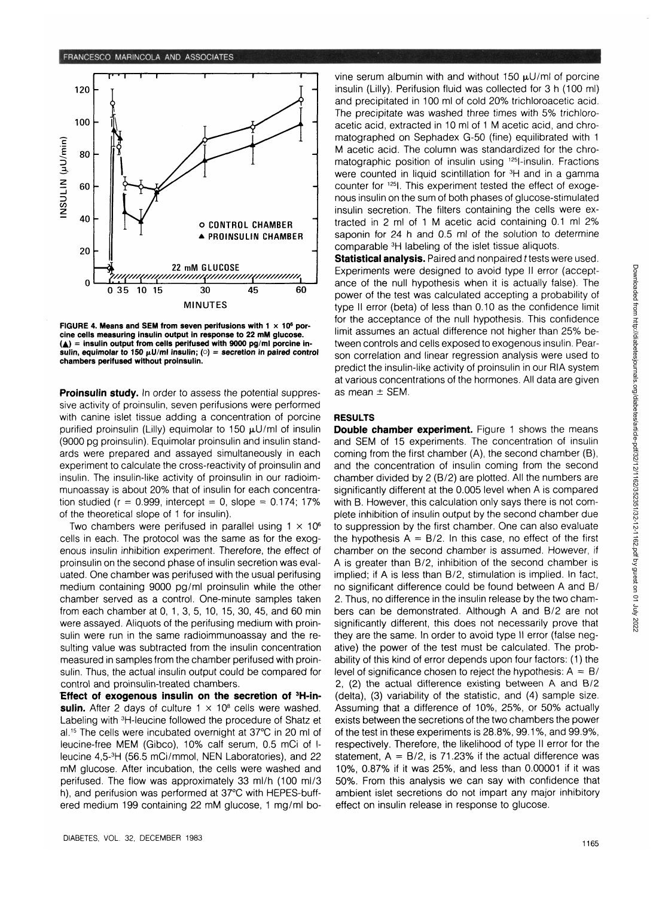FIGURE 4. Means and SEM from seven perifusions with $1 \times 10^6$ porcine cells measuring insulin output in response to 22 mM glucose. (▲) = insulin output from cells perifused with 9000 pg/ml porcine insulin, equimolar to 150 μU/ml insulin; (○) = secretion in paired control chambers perifused without proinsulin.

**Proinsulin study.** In order to assess the potential suppressive activity of proinsulin, seven perifusions were performed with canine islet tissue adding a concentration of porcine purified proinsulin (Lilly) equimolar to 150 μU/ml of insulin (9000 pg proinsulin). Equimolar proinsulin and insulin standards were prepared and assayed simultaneously in each experiment to calculate the cross-reactivity of proinsulin and insulin. The insulin-like activity of proinsulin in our radioimmunoassay is about 20% that of insulin for each concentration studied (r = 0.999, intercept = 0, slope = 0.174; 17% of the theoretical slope of 1 for insulin).

Two chambers were perifused in parallel using $1 \times 10^6$ cells in each. The protocol was the same as for the exogenous insulin inhibition experiment. Therefore, the effect of proinsulin on the second phase of insulin secretion was evaluated. One chamber was perifused with the usual perifusing medium containing 9000 pg/ml proinsulin while the other chamber served as a control. One-minute samples taken from each chamber at 0, 1, 3, 5, 10, 15, 30, 45, and 60 min were assayed. Aliquots of the perifusing medium with proinsulin were run in the same radioimmunoassay and the resulting value was subtracted from the insulin concentration measured in samples from the chamber perifused with proinsulin. Thus, the actual insulin output could be compared for control and proinsulin-treated chambers.

**Effect of exogenous insulin on the secretion of $^3$H-insulin.** After 2 days of culture $1 \times 10^8$ cells were washed. Labeling with $^3$H-leucine followed the procedure of Shatz et al.[15] The cells were incubated overnight at 37°C in 20 ml of leucine-free MEM (Gibco), 10% calf serum, 0.5 mCi of l-leucine 4,5-$^3$H (56.5 mCi/mmol, NEN Laboratories), and 22 mM glucose. After incubation, the cells were washed and perifused. The flow was approximately 33 ml/h (100 ml/3 h), and perifusion was performed at 37°C with HEPES-buffered medium 199 containing 22 mM glucose, 1 mg/ml bovine serum albumin with and without 150 μU/ml of porcine insulin (Lilly). Perifusion fluid was collected for 3 h (100 ml) and precipitated in 100 ml of cold 20% trichloroacetic acid. The precipitate was washed three times with 5% trichloroacetic acid, extracted in 10 ml of 1 M acetic acid, and chromatographed on Sephadex G-50 (fine) equilibrated with 1 M acetic acid. The column was standardized for the chromatographic position of insulin using $^{125}$I-insulin. Fractions were counted in liquid scintillation for $^3$H and in a gamma counter for $^{125}$I. This experiment tested the effect of exogenous insulin on the sum of both phases of glucose-stimulated insulin secretion. The filters containing the cells were extracted in 2 ml of 1 M acetic acid containing 0.1 ml 2% saponin for 24 h and 0.5 ml of the solution to determine comparable $^3$H labeling of the islet tissue aliquots.

**Statistical analysis.** Paired and nonpaired *t* tests were used. Experiments were designed to avoid type II error (acceptance of the null hypothesis when it is actually false). The power of the test was calculated accepting a probability of type II error (beta) of less than 0.10 as the confidence limit for the acceptance of the null hypothesis. This confidence limit assumes an actual difference not higher than 25% between controls and cells exposed to exogenous insulin. Pearson correlation and linear regression analysis were used to predict the insulin-like activity of proinsulin in our RIA system at various concentrations of the hormones. All data are given as mean ± SEM.

## RESULTS

**Double chamber experiment.** Figure 1 shows the means and SEM of 15 experiments. The concentration of insulin coming from the first chamber (A), the second chamber (B), and the concentration of insulin coming from the second chamber divided by 2 (B/2) are plotted. All the numbers are significantly different at the 0.005 level when A is compared with B. However, this calculation only says there is not complete inhibition of insulin output by the second chamber due to suppression by the first chamber. One can also evaluate the hypothesis A = B/2. In this case, no effect of the first chamber on the second chamber is assumed. However, if A is greater than B/2, inhibition of the second chamber is implied; if A is less than B/2, stimulation is implied. In fact, no significant difference could be found between A and B/2. Thus, no difference in the insulin release by the two chambers can be demonstrated. Although A and B/2 are not significantly different, this does not necessarily prove that they are the same. In order to avoid type II error (false negative) the power of the test must be calculated. The probability of this kind of error depends upon four factors: (1) the level of significance chosen to reject the hypothesis: A = B/2, (2) the actual difference existing between A and B/2 (delta), (3) variability of the statistic, and (4) sample size. Assuming that a difference of 10%, 25%, or 50% actually exists between the secretions of the two chambers the power of the test in these experiments is 28.8%, 99.1%, and 99.9%, respectively. Therefore, the likelihood of type II error for the statement, A = B/2, is 71.23% if the actual difference was 10%, 0.87% if it was 25%, and less than 0.00001 if it was 50%. From this analysis we can say with confidence that ambient islet secretions do not impart any major inhibitory effect on insulin release in response to glucose.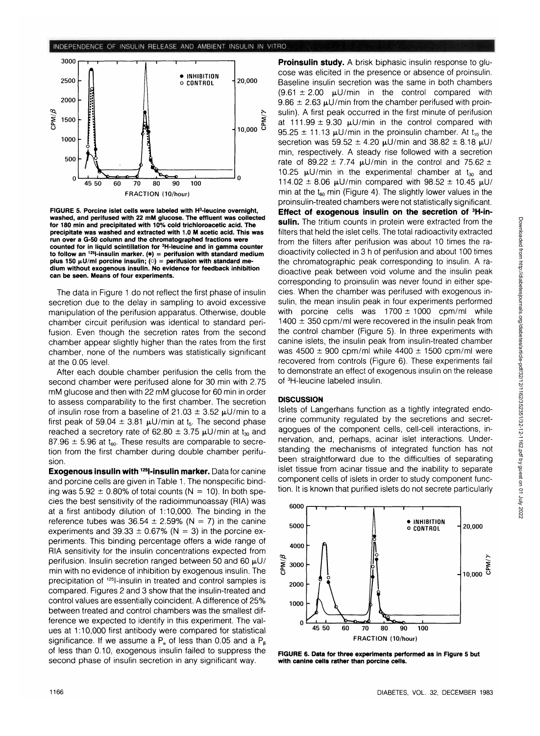FIGURE 5. Porcine islet cells were labeled with H³-leucine overnight, washed, and perifused with 22 mM glucose. The effluent was collected for 180 min and precipitated with 10% cold trichloroacetic acid. The precipitate was washed and extracted with 1.0 M acetic acid. This was run over a G-50 column and the chromatographed fractions were counted for in liquid scintillation for ³H-leucine and in gamma counter to follow an ¹²⁵I-insulin marker. (●) = perifusion with standard medium plus 150 μU/ml porcine insulin; (○) = perifusion with standard medium without exogenous insulin. No evidence for feedback inhibition can be seen. Means of four experiments.

The data in Figure 1 do not reflect the first phase of insulin secretion due to the delay in sampling to avoid excessive manipulation of the perifusion apparatus. Otherwise, double chamber circuit perifusion was identical to standard perifusion. Even though the secretion rates from the second chamber appear slightly higher than the rates from the first chamber, none of the numbers was statistically significant at the 0.05 level.

After each double chamber perifusion the cells from the second chamber were perifused alone for 30 min with 2.75 mM glucose and then with 22 mM glucose for 60 min in order to assess comparability to the first chamber. The secretion of insulin rose from a baseline of 21.03 ± 3.52 μU/min to a first peak of 59.04 ± 3.81 μU/min at $t_5$. The second phase reached a secretory rate of 62.80 ± 3.75 μU/min at $t_{30}$ and 87.96 ± 5.96 at $t_{60}$. These results are comparable to secretion from the first chamber during double chamber perifusion.

**Exogenous insulin with ¹²⁵I-insulin marker.** Data for canine and porcine cells are given in Table 1. The nonspecific binding was 5.92 ± 0.80% of total counts (N = 10). In both species the best sensitivity of the radioimmunoassay (RIA) was at a first antibody dilution of 1:10,000. The binding in the reference tubes was 36.54 ± 2.59% (N = 7) in the canine experiments and 39.33 ± 0.67% (N = 3) in the porcine experiments. This binding percentage offers a wide range of RIA sensitivity for the insulin concentrations expected from perifusion. Insulin secretion ranged between 50 and 60 μU/min with no evidence of inhibition by exogenous insulin. The precipitation of ¹²⁵I-insulin in treated and control samples is compared. Figures 2 and 3 show that the insulin-treated and control values are essentially coincident. A difference of 25% between treated and control chambers was the smallest difference we expected to identify in this experiment. The values at 1:10,000 first antibody were compared for statistical significance. If we assume a $P_\alpha$ of less than 0.05 and a $P_\beta$ of less than 0.10, exogenous insulin failed to suppress the second phase of insulin secretion in any significant way.

**Proinsulin study.** A brisk biphasic insulin response to glucose was elicited in the presence or absence of proinsulin. Baseline insulin secretion was the same in both chambers (9.61 ± 2.00 μU/min in the control compared with 9.86 ± 2.63 μU/min from the chamber perifused with proinsulin). A first peak occurred in the first minute of perifusion at 111.99 ± 9.30 μU/min in the control compared with 95.25 ± 11.13 μU/min in the proinsulin chamber. At $t_{10}$ the secretion was 59.52 ± 4.20 μU/min and 38.82 ± 8.18 μU/min, respectively. A steady rise followed with a secretion rate of 89.22 ± 7.74 μU/min in the control and 75.62 ± 10.25 μU/min in the experimental chamber at $t_{30}$ and 114.02 ± 8.06 μU/min compared with 98.52 ± 10.45 μU/min at the $t_{60}$ min (Figure 4). The slightly lower values in the proinsulin-treated chambers were not statistically significant.

**Effect of exogenous insulin on the secretion of ³H-insulin.** The tritium counts in protein were extracted from the filters that held the islet cells. The total radioactivity extracted from the filters after perifusion was about 10 times the radioactivity collected in 3 h of perifusion and about 100 times the chromatographic peak corresponding to insulin. A radioactive peak between void volume and the insulin peak corresponding to proinsulin was never found in either species. When the chamber was perifused with exogenous insulin, the mean insulin peak in four experiments performed with porcine cells was 1700 ± 1000 cpm/ml while 1400 ± 350 cpm/ml were recovered in the insulin peak from the control chamber (Figure 5). In three experiments with canine islets, the insulin peak from insulin-treated chamber was 4500 ± 900 cpm/ml while 4400 ± 1500 cpm/ml were recovered from controls (Figure 6). These experiments fail to demonstrate an effect of exogenous insulin on the release of ³H-leucine labeled insulin.

## DISCUSSION

Islets of Langerhans function as a tightly integrated endocrine community regulated by the secretions and secretagogues of the component cells, cell-cell interactions, innervation, and, perhaps, acinar islet interactions. Understanding the mechanisms of integrated function has not been straightforward due to the difficulties of separating islet tissue from acinar tissue and the inability to separate component cells of islets in order to study component function. It is known that purified islets do not secrete particularly

FIGURE 6. Data for three experiments performed as in Figure 5 but with canine cells rather than porcine cells.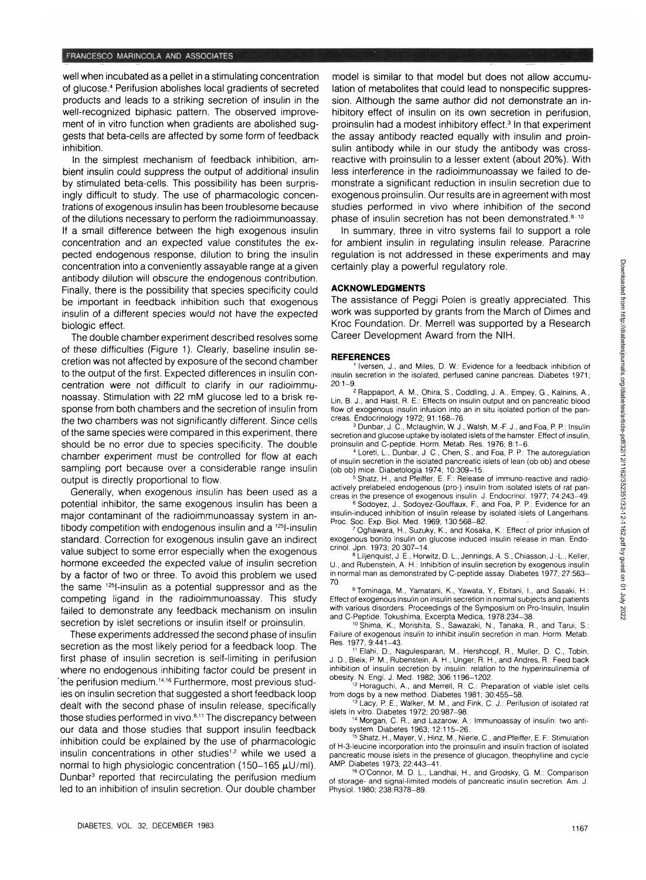well when incubated as a pellet in a stimulating concentration of glucose.[4] Perifusion abolishes local gradients of secreted products and leads to a striking secretion of insulin in the well-recognized biphasic pattern. The observed improvement of in vitro function when gradients are abolished suggests that beta-cells are affected by some form of feedback inhibition.

In the simplest mechanism of feedback inhibition, ambient insulin could suppress the output of additional insulin by stimulated beta-cells. This possibility has been surprisingly difficult to study. The use of pharmacologic concentrations of exogenous insulin has been troublesome because of the dilutions necessary to perform the radioimmunoassay. If a small difference between the high exogenous insulin concentration and an expected value constitutes the expected endogenous response, dilution to bring the insulin concentration into a conveniently assayable range at a given antibody dilution will obscure the endogenous contribution. Finally, there is the possibility that species specificity could be important in feedback inhibition such that exogenous insulin of a different species would not have the expected biologic effect.

The double chamber experiment described resolves some of these difficulties (Figure 1). Clearly, baseline insulin secretion was not affected by exposure of the second chamber to the output of the first. Expected differences in insulin concentration were not difficult to clarify in our radioimmunoassay. Stimulation with 22 mM glucose led to a brisk response from both chambers and the secretion of insulin from the two chambers was not significantly different. Since cells of the same species were compared in this experiment, there should be no error due to species specificity. The double chamber experiment must be controlled for flow at each sampling port because over a considerable range insulin output is directly proportional to flow.

Generally, when exogenous insulin has been used as a potential inhibitor, the same exogenous insulin has been a major contaminant of the radioimmunoassay system in antibody competition with endogenous insulin and a $^{125}$I-insulin standard. Correction for exogenous insulin gave an indirect value subject to some error especially when the exogenous hormone exceeded the expected value of insulin secretion by a factor of two or three. To avoid this problem we used the same $^{125}$I-insulin as a potential suppressor and as the competing ligand in the radioimmunoassay. This study failed to demonstrate any feedback mechanism on insulin secretion by islet secretions or insulin itself or proinsulin.

These experiments addressed the second phase of insulin secretion as the most likely period for a feedback loop. The first phase of insulin secretion is self-limiting in perifusion where no endogenous inhibiting factor could be present in the perifusion medium.[14,16] Furthermore, most previous studies on insulin secretion that suggested a short feedback loop dealt with the second phase of insulin release, specifically those studies performed in vivo.[8,11] The discrepancy between our data and those studies that support insulin feedback inhibition could be explained by the use of pharmacologic insulin concentrations in other studies[1,2] while we used a normal to high physiologic concentration (150–165 $\mu$U/ml). Dunbar[3] reported that recirculating the perifusion medium led to an inhibition of insulin secretion. Our double chamber model is similar to that model but does not allow accumulation of metabolites that could lead to nonspecific suppression. Although the same author did not demonstrate an inhibitory effect of insulin on its own secretion in perifusion, proinsulin had a modest inhibitory effect.[3] In that experiment the assay antibody reacted equally with insulin and proinsulin antibody while in our study the antibody was cross-reactive with proinsulin to a lesser extent (about 20%). With less interference in the radioimmunoassay we failed to demonstrate a significant reduction in insulin secretion due to exogenous proinsulin. Our results are in agreement with most studies performed in vivo where inhibition of the second phase of insulin secretion has not been demonstrated.[8–10]

In summary, three in vitro systems fail to support a role for ambient insulin in regulating insulin release. Paracrine regulation is not addressed in these experiments and may certainly play a powerful regulatory role.

## ACKNOWLEDGMENTS

The assistance of Peggi Polen is greatly appreciated. This work was supported by grants from the March of Dimes and Kroc Foundation. Dr. Merrell was supported by a Research Career Development Award from the NIH.

## REFERENCES

1. Iversen, J., and Miles, D. W.: Evidence for a feedback inhibition of insulin secretion in the isolated, perfused canine pancreas. Diabetes 1971; 20:1–9.
2. Rappaport, A. M., Ohira, S., Coddling, J. A., Empey, G., Kalnins, A., Lin, B. J., and Haist, R. E.: Effects on insulin output and on pancreatic blood flow of exogenous insulin infusion into an in situ isolated portion of the pancreas. Endocrinology 1972; 91:168–76.
3. Dunbar, J. C., Mclaughlin, W. J., Walsh, M.-F. J., and Foa, P. P.: Insulin secretion and glucose uptake by isolated islets of the hamster. Effect of insulin, proinsulin and C-peptide. Horm. Metab. Res. 1976; 8:1–6.
4. Loreti, L., Dunbar, J. C., Chen, S., and Foa, P. P.: The autoregulation of insulin secretion in the isolated pancreatic islets of lean (ob ob) and obese (ob ob) mice. Diabetologia 1974; 10:309–15.
5. Shatz, H., and Pfeiffer, E. F.: Release of immuno-reactive and radio-actively prelabeled endogenous (pro-) insulin from isolated islets of rat pancreas in the presence of exogenous insulin. J. Endocrinol. 1977; 74:243–49.
6. Sodoyez, J., Sodoyez-Gouffaux, F., and Foa, P. P.: Evidence for an insulin-induced inhibition of insulin release by isolated islets of Langerhans. Proc. Soc. Exp. Biol. Med. 1969; 130:568–82.
7. Oghawara, H., Suzuky, K., and Kosaka, K.: Effect of prior infusion of exogenous bonito insulin on glucose induced insulin release in man. Endocrinol. Jpn. 1973; 20:307–14.
8. Liljenquist, J. E., Horwitz, D. L., Jennings, A. S., Chiasson, J.-L., Keller, U., and Rubenstein, A. H.: Inhibition of insulin secretion by exogenous insulin in normal man as demonstrated by C-peptide assay. Diabetes 1977; 27:563–70.
9. Tominaga, M., Yamatani, K., Yawata, Y., Ebitani, I., and Sasaki, H.: Effect of exogenous insulin on insulin secretion in normal subjects and patients with various disorders. Proceedings of the Symposium on Pro-Insulin, Insulin and C-Peptide. Tokushima, Excerpta Medica, 1978:234–38.
10. Shima, K., Morishita, S., Sawazaki, N., Tanaka, R., and Tarui, S.: Failure of exogenous insulin to inhibit insulin secretion in man. Horm. Metab. Res. 1977; 9:441–43.
11. Elahi, D., Nagulesparan, M., Hershcopf, R., Muller, D. C., Tobin, J. D., Bleix, P. M., Rubenstein, A. H., Unger, R. H., and Andres, R.: Feed back inhibition of insulin secretion by insulin: relation to the hyperinsulinemia of obesity. N. Engl. J. Med. 1982; 306:1196–1202.
12. Horaguchi, A., and Merrell, R. C.: Preparation of viable islet cells from dogs by a new method. Diabetes 1981; 30:455–58.
13. Lacy, P. E., Walker, M. M., and Fink, C. J.: Perifusion of isolated rat islets in vitro. Diabetes 1972; 20:987–98.
14. Morgan, C. R., and Lazarow, A.: Immunoassay of insulin: two antibody system. Diabetes 1963; 12:115–26.
15. Shatz, H., Mayer, V., Hinz, M., Nierle, C., and Pfeiffer, E. F.: Stimulation of H-3-leucine incorporation into the proinsulin and insulin fraction of isolated pancreatic mouse islets in the presence of glucagon, theophylline and cycle AMP. Diabetes 1973; 22:443–41.
16. O'Connor, M. D. L., Landhal, H., and Grodsky, G. M.: Comparison of storage- and signal-limited models of pancreatic insulin secretion. Am. J. Physiol. 1980; 238:R378–89.